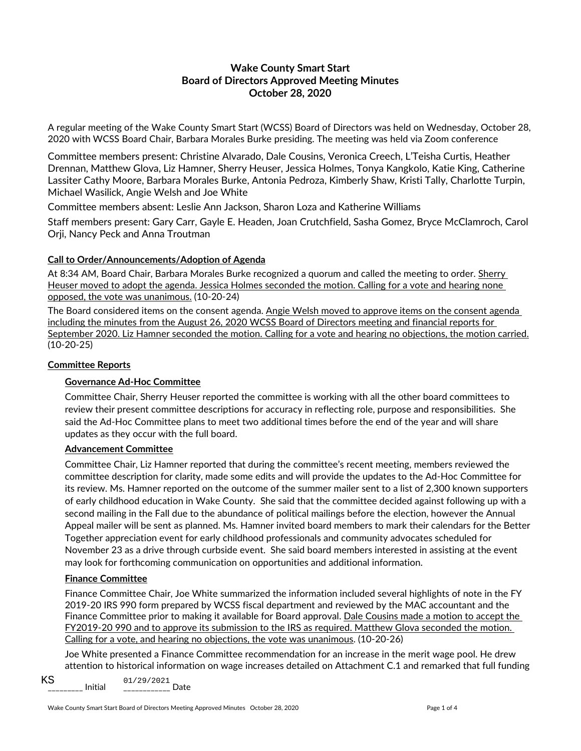# Wake County Smart Start
## Board of Directors Approved Meeting Minutes
## October 28, 2020

A regular meeting of the Wake County Smart Start (WCSS) Board of Directors was held on Wednesday, October 28, 2020 with WCSS Board Chair, Barbara Morales Burke presiding. The meeting was held via Zoom conference

Committee members present: Christine Alvarado, Dale Cousins, Veronica Creech, L'Teisha Curtis, Heather Drennan, Matthew Glova, Liz Hamner, Sherry Heuser, Jessica Holmes, Tonya Kangkolo, Katie King, Catherine Lassiter Cathy Moore, Barbara Morales Burke, Antonia Pedroza, Kimberly Shaw, Kristi Tally, Charlotte Turpin, Michael Wasilick, Angie Welsh and Joe White

Committee members absent: Leslie Ann Jackson, Sharon Loza and Katherine Williams

Staff members present: Gary Carr, Gayle E. Headen, Joan Crutchfield, Sasha Gomez, Bryce McClamroch, Carol Orji, Nancy Peck and Anna Troutman

**Call to Order/Announcements/Adoption of Agenda**

At 8:34 AM, Board Chair, Barbara Morales Burke recognized a quorum and called the meeting to order. Sherry Heuser moved to adopt the agenda. Jessica Holmes seconded the motion. Calling for a vote and hearing none opposed, the vote was unanimous. (10-20-24)

The Board considered items on the consent agenda. Angie Welsh moved to approve items on the consent agenda including the minutes from the August 26, 2020 WCSS Board of Directors meeting and financial reports for September 2020. Liz Hamner seconded the motion. Calling for a vote and hearing no objections, the motion carried. (10-20-25)

**Committee Reports**

**Governance Ad-Hoc Committee**

Committee Chair, Sherry Heuser reported the committee is working with all the other board committees to review their present committee descriptions for accuracy in reflecting role, purpose and responsibilities. She said the Ad-Hoc Committee plans to meet two additional times before the end of the year and will share updates as they occur with the full board.

**Advancement Committee**

Committee Chair, Liz Hamner reported that during the committee's recent meeting, members reviewed the committee description for clarity, made some edits and will provide the updates to the Ad-Hoc Committee for its review. Ms. Hamner reported on the outcome of the summer mailer sent to a list of 2,300 known supporters of early childhood education in Wake County. She said that the committee decided against following up with a second mailing in the Fall due to the abundance of political mailings before the election, however the Annual Appeal mailer will be sent as planned. Ms. Hamner invited board members to mark their calendars for the Better Together appreciation event for early childhood professionals and community advocates scheduled for November 23 as a drive through curbside event. She said board members interested in assisting at the event may look for forthcoming communication on opportunities and additional information.

**Finance Committee**

Finance Committee Chair, Joe White summarized the information included several highlights of note in the FY 2019-20 IRS 990 form prepared by WCSS fiscal department and reviewed by the MAC accountant and the Finance Committee prior to making it available for Board approval. Dale Cousins made a motion to accept the FY2019-20 990 and to approve its submission to the IRS as required. Matthew Glova seconded the motion. Calling for a vote, and hearing no objections, the vote was unanimous. (10-20-26)

Joe White presented a Finance Committee recommendation for an increase in the merit wage pool. He drew attention to historical information on wage increases detailed on Attachment C.1 and remarked that full funding

KS _________ Initial 01/29/2021 ___________ Date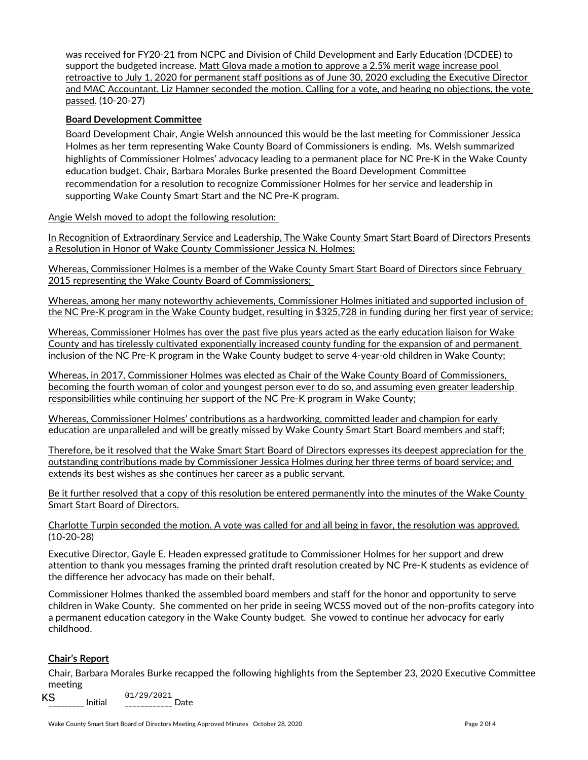was received for FY20-21 from NCPC and Division of Child Development and Early Education (DCDEE) to support the budgeted increase. Matt Glova made a motion to approve a 2.5% merit wage increase pool retroactive to July 1, 2020 for permanent staff positions as of June 30, 2020 excluding the Executive Director and MAC Accountant. Liz Hamner seconded the motion. Calling for a vote, and hearing no objections, the vote passed. (10-20-27)

**Board Development Committee**

Board Development Chair, Angie Welsh announced this would be the last meeting for Commissioner Jessica Holmes as her term representing Wake County Board of Commissioners is ending. Ms. Welsh summarized highlights of Commissioner Holmes' advocacy leading to a permanent place for NC Pre-K in the Wake County education budget. Chair, Barbara Morales Burke presented the Board Development Committee recommendation for a resolution to recognize Commissioner Holmes for her service and leadership in supporting Wake County Smart Start and the NC Pre-K program.

Angie Welsh moved to adopt the following resolution:

In Recognition of Extraordinary Service and Leadership, The Wake County Smart Start Board of Directors Presents a Resolution in Honor of Wake County Commissioner Jessica N. Holmes:

Whereas, Commissioner Holmes is a member of the Wake County Smart Start Board of Directors since February 2015 representing the Wake County Board of Commissioners;

Whereas, among her many noteworthy achievements, Commissioner Holmes initiated and supported inclusion of the NC Pre-K program in the Wake County budget, resulting in $325,728 in funding during her first year of service;

Whereas, Commissioner Holmes has over the past five plus years acted as the early education liaison for Wake County and has tirelessly cultivated exponentially increased county funding for the expansion of and permanent inclusion of the NC Pre-K program in the Wake County budget to serve 4-year-old children in Wake County;

Whereas, in 2017, Commissioner Holmes was elected as Chair of the Wake County Board of Commissioners, becoming the fourth woman of color and youngest person ever to do so, and assuming even greater leadership responsibilities while continuing her support of the NC Pre-K program in Wake County;

Whereas, Commissioner Holmes' contributions as a hardworking, committed leader and champion for early education are unparalleled and will be greatly missed by Wake County Smart Start Board members and staff;

Therefore, be it resolved that the Wake Smart Start Board of Directors expresses its deepest appreciation for the outstanding contributions made by Commissioner Jessica Holmes during her three terms of board service; and extends its best wishes as she continues her career as a public servant.

Be it further resolved that a copy of this resolution be entered permanently into the minutes of the Wake County Smart Start Board of Directors.

Charlotte Turpin seconded the motion. A vote was called for and all being in favor, the resolution was approved. (10-20-28)

Executive Director, Gayle E. Headen expressed gratitude to Commissioner Holmes for her support and drew attention to thank you messages framing the printed draft resolution created by NC Pre-K students as evidence of the difference her advocacy has made on their behalf.

Commissioner Holmes thanked the assembled board members and staff for the honor and opportunity to serve children in Wake County. She commented on her pride in seeing WCSS moved out of the non-profits category into a permanent education category in the Wake County budget. She vowed to continue her advocacy for early childhood.

**Chair's Report**

Chair, Barbara Morales Burke recapped the following highlights from the September 23, 2020 Executive Committee meeting

KS ________ Initial 01/29/2021 ___________ Date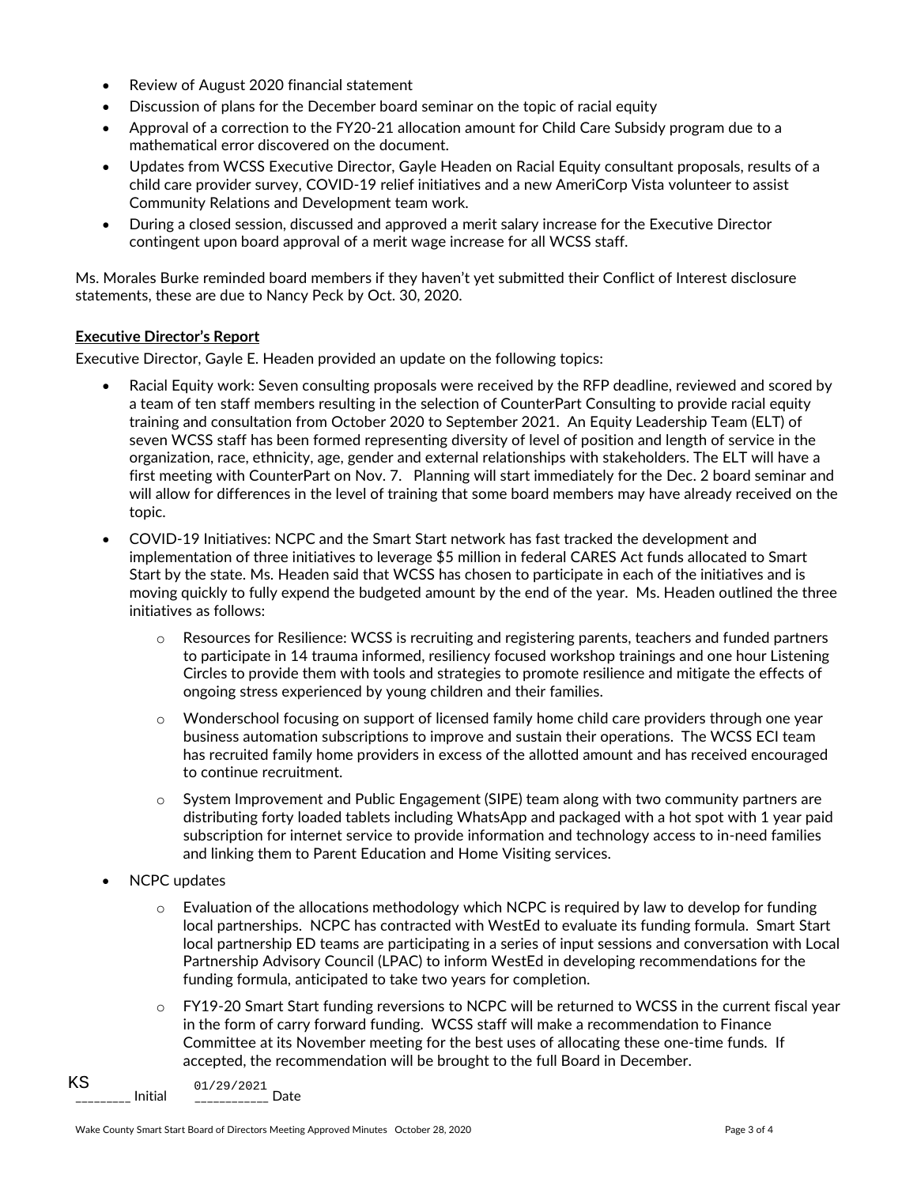- Review of August 2020 financial statement
- Discussion of plans for the December board seminar on the topic of racial equity
- Approval of a correction to the FY20-21 allocation amount for Child Care Subsidy program due to a mathematical error discovered on the document.
- Updates from WCSS Executive Director, Gayle Headen on Racial Equity consultant proposals, results of a child care provider survey, COVID-19 relief initiatives and a new AmeriCorp Vista volunteer to assist Community Relations and Development team work.
- During a closed session, discussed and approved a merit salary increase for the Executive Director contingent upon board approval of a merit wage increase for all WCSS staff.

Ms. Morales Burke reminded board members if they haven't yet submitted their Conflict of Interest disclosure statements, these are due to Nancy Peck by Oct. 30, 2020.

**Executive Director's Report**

Executive Director, Gayle E. Headen provided an update on the following topics:

- Racial Equity work: Seven consulting proposals were received by the RFP deadline, reviewed and scored by a team of ten staff members resulting in the selection of CounterPart Consulting to provide racial equity training and consultation from October 2020 to September 2021. An Equity Leadership Team (ELT) of seven WCSS staff has been formed representing diversity of level of position and length of service in the organization, race, ethnicity, age, gender and external relationships with stakeholders. The ELT will have a first meeting with CounterPart on Nov. 7. Planning will start immediately for the Dec. 2 board seminar and will allow for differences in the level of training that some board members may have already received on the topic.
- COVID-19 Initiatives: NCPC and the Smart Start network has fast tracked the development and implementation of three initiatives to leverage $5 million in federal CARES Act funds allocated to Smart Start by the state. Ms. Headen said that WCSS has chosen to participate in each of the initiatives and is moving quickly to fully expend the budgeted amount by the end of the year. Ms. Headen outlined the three initiatives as follows:
  - Resources for Resilience: WCSS is recruiting and registering parents, teachers and funded partners to participate in 14 trauma informed, resiliency focused workshop trainings and one hour Listening Circles to provide them with tools and strategies to promote resilience and mitigate the effects of ongoing stress experienced by young children and their families.
  - Wonderschool focusing on support of licensed family home child care providers through one year business automation subscriptions to improve and sustain their operations. The WCSS ECI team has recruited family home providers in excess of the allotted amount and has received encouraged to continue recruitment.
  - System Improvement and Public Engagement (SIPE) team along with two community partners are distributing forty loaded tablets including WhatsApp and packaged with a hot spot with 1 year paid subscription for internet service to provide information and technology access to in-need families and linking them to Parent Education and Home Visiting services.
- NCPC updates
  - Evaluation of the allocations methodology which NCPC is required by law to develop for funding local partnerships. NCPC has contracted with WestEd to evaluate its funding formula. Smart Start local partnership ED teams are participating in a series of input sessions and conversation with Local Partnership Advisory Council (LPAC) to inform WestEd in developing recommendations for the funding formula, anticipated to take two years for completion.
  - FY19-20 Smart Start funding reversions to NCPC will be returned to WCSS in the current fiscal year in the form of carry forward funding. WCSS staff will make a recommendation to Finance Committee at its November meeting for the best uses of allocating these one-time funds. If accepted, the recommendation will be brought to the full Board in December.

KS ________ Initial 01/29/2021 ___________ Date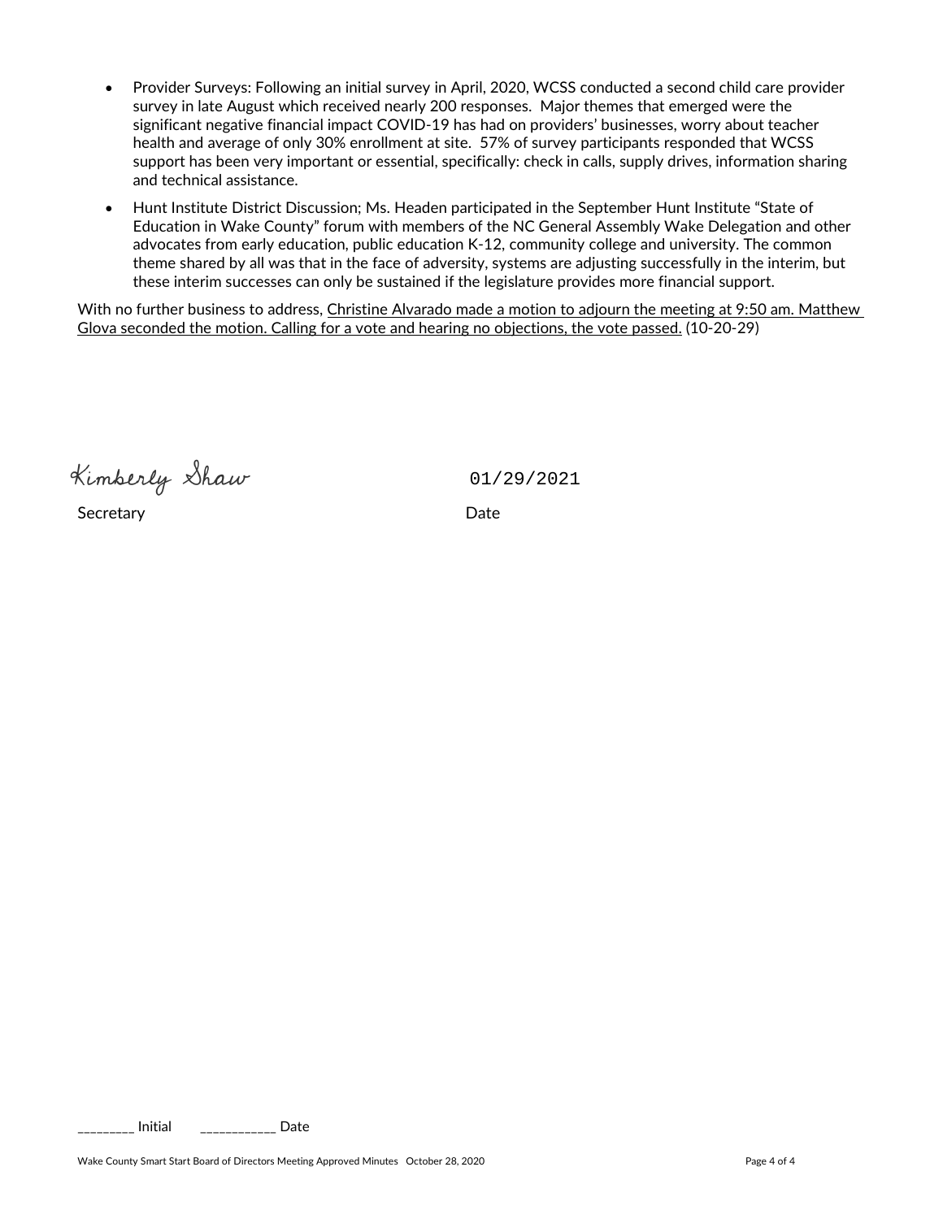- Provider Surveys: Following an initial survey in April, 2020, WCSS conducted a second child care provider survey in late August which received nearly 200 responses. Major themes that emerged were the significant negative financial impact COVID-19 has had on providers' businesses, worry about teacher health and average of only 30% enrollment at site. 57% of survey participants responded that WCSS support has been very important or essential, specifically: check in calls, supply drives, information sharing and technical assistance.
- Hunt Institute District Discussion; Ms. Headen participated in the September Hunt Institute "State of Education in Wake County" forum with members of the NC General Assembly Wake Delegation and other advocates from early education, public education K-12, community college and university. The common theme shared by all was that in the face of adversity, systems are adjusting successfully in the interim, but these interim successes can only be sustained if the legislature provides more financial support.

With no further business to address, <u>Christine Alvarado made a motion to adjourn the meeting at 9:50 am. Matthew Glova seconded the motion. Calling for a vote and hearing no objections, the vote passed.</u> (10-20-29)

Kimberly Shaw                                        01/29/2021

Secretary                                        Date

_________ Initial        ____________ Date

Wake County Smart Start Board of Directors Meeting Approved Minutes   October 28, 2020